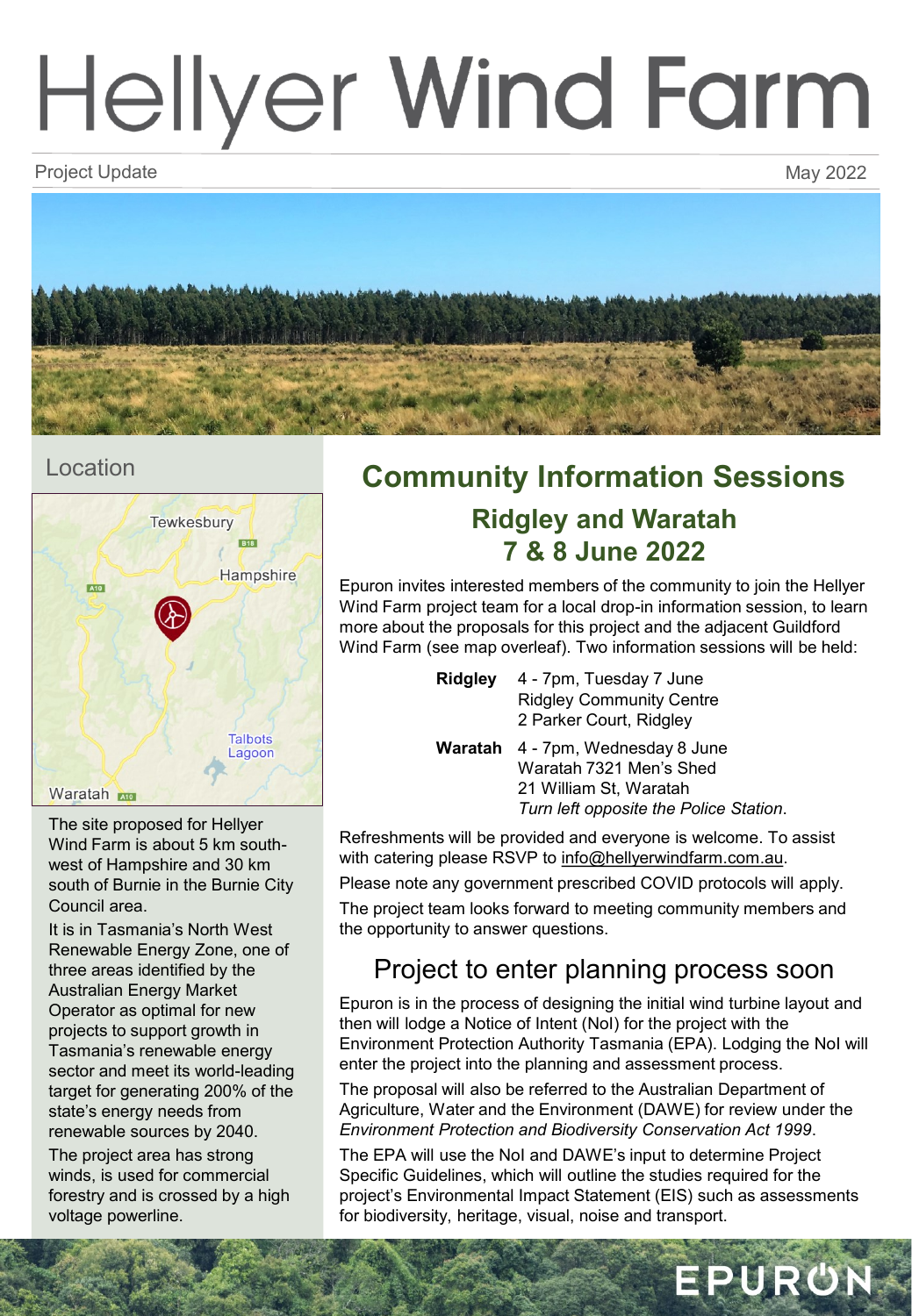# Hellyer Wind Farm

Project Update May 2022

## Location

The site proposed for Hellyer Wind Farm is about 5 km south-west of Hampshire and 30 km south of Burnie in the Burnie City Council area.

It is in Tasmania's North West Renewable Energy Zone, one of three areas identified by the Australian Energy Market Operator as optimal for new projects to support growth in Tasmania's renewable energy sector and meet its world-leading target for generating 200% of the state's energy needs from renewable sources by 2040.

The project area has strong winds, is used for commercial forestry and is crossed by a high voltage powerline.

## Community Information Sessions

### Ridgley and Waratah
### 7 & 8 June 2022

Epuron invites interested members of the community to join the Hellyer Wind Farm project team for a local drop-in information session, to learn more about the proposals for this project and the adjacent Guildford Wind Farm (see map overleaf). Two information sessions will be held:

**Ridgley** 4 - 7pm, Tuesday 7 June
Ridgley Community Centre
2 Parker Court, Ridgley

**Waratah** 4 - 7pm, Wednesday 8 June
Waratah 7321 Men's Shed
21 William St, Waratah
*Turn left opposite the Police Station*.

Refreshments will be provided and everyone is welcome. To assist with catering please RSVP to info@hellyerwindfarm.com.au.

Please note any government prescribed COVID protocols will apply.

The project team looks forward to meeting community members and the opportunity to answer questions.

## Project to enter planning process soon

Epuron is in the process of designing the initial wind turbine layout and then will lodge a Notice of Intent (NoI) for the project with the Environment Protection Authority Tasmania (EPA). Lodging the NoI will enter the project into the planning and assessment process.

The proposal will also be referred to the Australian Department of Agriculture, Water and the Environment (DAWE) for review under the *Environment Protection and Biodiversity Conservation Act 1999*.

The EPA will use the NoI and DAWE's input to determine Project Specific Guidelines, which will outline the studies required for the project's Environmental Impact Statement (EIS) such as assessments for biodiversity, heritage, visual, noise and transport.

EPURON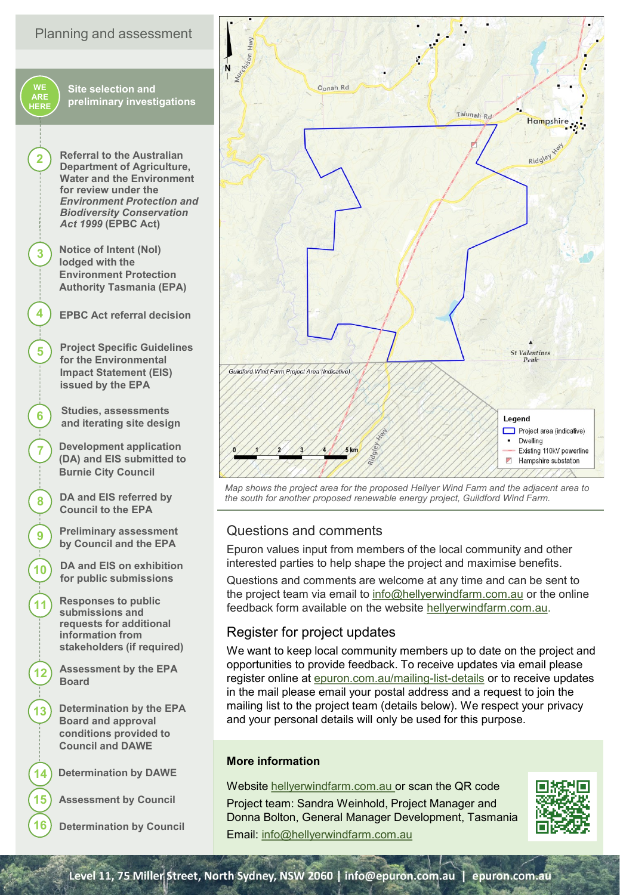## Planning and assessment

**WE ARE HERE** — **Site selection and preliminary investigations**

2. **Referral to the Australian Department of Agriculture, Water and the Environment for review under the *Environment Protection and Biodiversity Conservation Act 1999* (EPBC Act)**
3. **Notice of Intent (NoI) lodged with the Environment Protection Authority Tasmania (EPA)**
4. **EPBC Act referral decision**
5. **Project Specific Guidelines for the Environmental Impact Statement (EIS) issued by the EPA**
6. **Studies, assessments and iterating site design**
7. **Development application (DA) and EIS submitted to Burnie City Council**
8. **DA and EIS referred by Council to the EPA**
9. **Preliminary assessment by Council and the EPA**
10. **DA and EIS on exhibition for public submissions**
11. **Responses to public submissions and requests for additional information from stakeholders (if required)**
12. **Assessment by the EPA Board**
13. **Determination by the EPA Board and approval conditions provided to Council and DAWE**
14. **Determination by DAWE**
15. **Assessment by Council**
16. **Determination by Council**

Murchison Hwy
Oonah Rd
Talunah Rd
Hampshire
Ridgley Hwy
St Valentines Peak
Guildford Wind Farm Project Area (indicative)
0 1 2 3 4 5 km

Legend
Project area (indicative)
Dwelling
Existing 110kV powerline
Hampshire substation

*Map shows the project area for the proposed Hellyer Wind Farm and the adjacent area to the south for another proposed renewable energy project, Guildford Wind Farm.*

## Questions and comments

Epuron values input from members of the local community and other interested parties to help shape the project and maximise benefits.

Questions and comments are welcome at any time and can be sent to the project team via email to info@hellyerwindfarm.com.au or the online feedback form available on the website hellyerwindfarm.com.au.

## Register for project updates

We want to keep local community members up to date on the project and opportunities to provide feedback. To receive updates via email please register online at epuron.com.au/mailing-list-details or to receive updates in the mail please email your postal address and a request to join the mailing list to the project team (details below). We respect your privacy and your personal details will only be used for this purpose.

### More information

Website hellyerwindfarm.com.au or scan the QR code

Project team: Sandra Weinhold, Project Manager and Donna Bolton, General Manager Development, Tasmania

Email: info@hellyerwindfarm.com.au

Level 11, 75 Miller Street, North Sydney, NSW 2060 | info@epuron.com.au | epuron.com.au